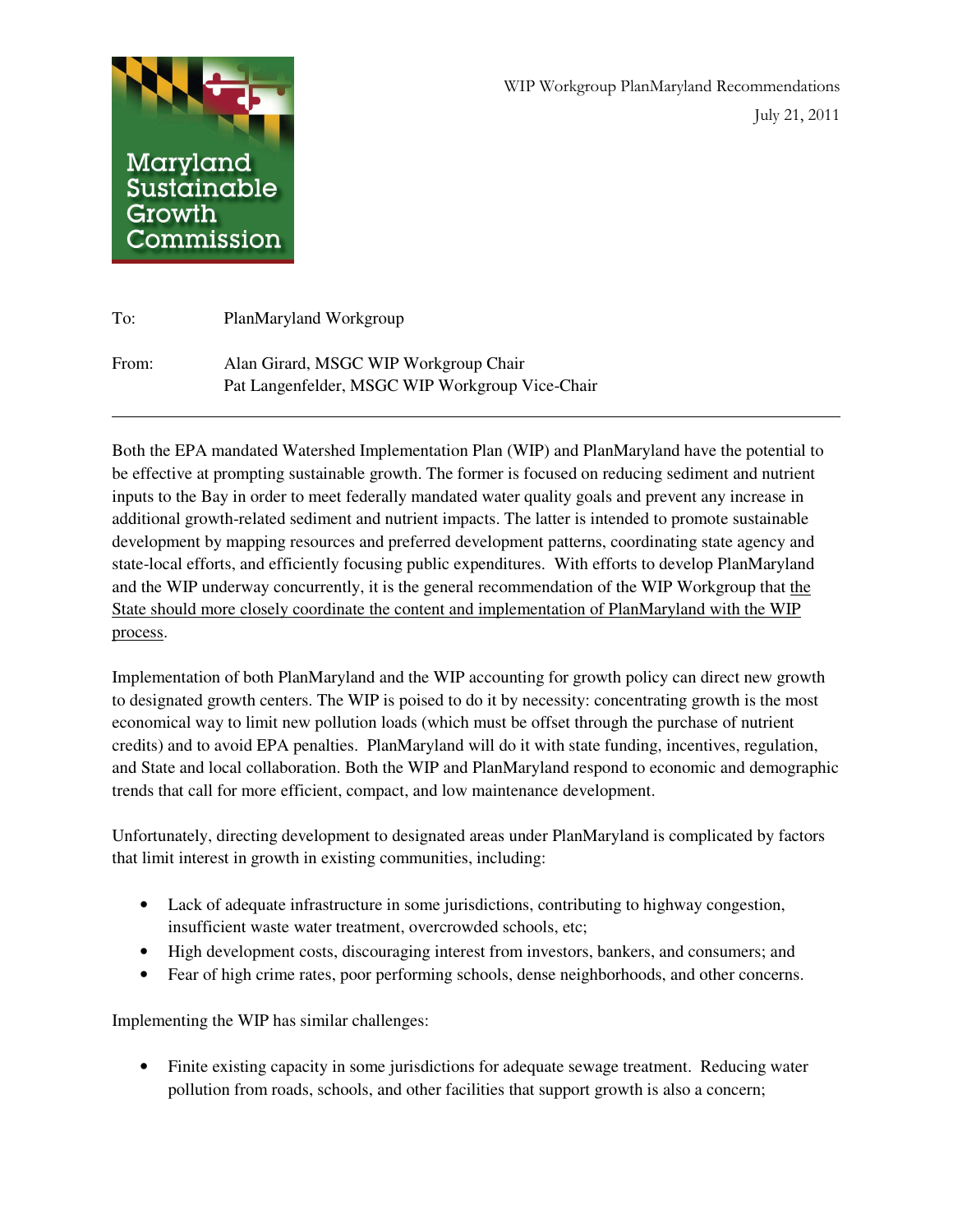Maryland Sustainable Growth Commission

WIP Workgroup PlanMaryland Recommendations

July 21, 2011

To: PlanMaryland Workgroup

From: Alan Girard, MSGC WIP Workgroup Chair
Pat Langenfelder, MSGC WIP Workgroup Vice-Chair

---

Both the EPA mandated Watershed Implementation Plan (WIP) and PlanMaryland have the potential to be effective at prompting sustainable growth. The former is focused on reducing sediment and nutrient inputs to the Bay in order to meet federally mandated water quality goals and prevent any increase in additional growth-related sediment and nutrient impacts. The latter is intended to promote sustainable development by mapping resources and preferred development patterns, coordinating state agency and state-local efforts, and efficiently focusing public expenditures. With efforts to develop PlanMaryland and the WIP underway concurrently, it is the general recommendation of the WIP Workgroup that <u>the State should more closely coordinate the content and implementation of PlanMaryland with the WIP process</u>.

Implementation of both PlanMaryland and the WIP accounting for growth policy can direct new growth to designated growth centers. The WIP is poised to do it by necessity: concentrating growth is the most economical way to limit new pollution loads (which must be offset through the purchase of nutrient credits) and to avoid EPA penalties. PlanMaryland will do it with state funding, incentives, regulation, and State and local collaboration. Both the WIP and PlanMaryland respond to economic and demographic trends that call for more efficient, compact, and low maintenance development.

Unfortunately, directing development to designated areas under PlanMaryland is complicated by factors that limit interest in growth in existing communities, including:

- Lack of adequate infrastructure in some jurisdictions, contributing to highway congestion, insufficient waste water treatment, overcrowded schools, etc;
- High development costs, discouraging interest from investors, bankers, and consumers; and
- Fear of high crime rates, poor performing schools, dense neighborhoods, and other concerns.

Implementing the WIP has similar challenges:

- Finite existing capacity in some jurisdictions for adequate sewage treatment. Reducing water pollution from roads, schools, and other facilities that support growth is also a concern;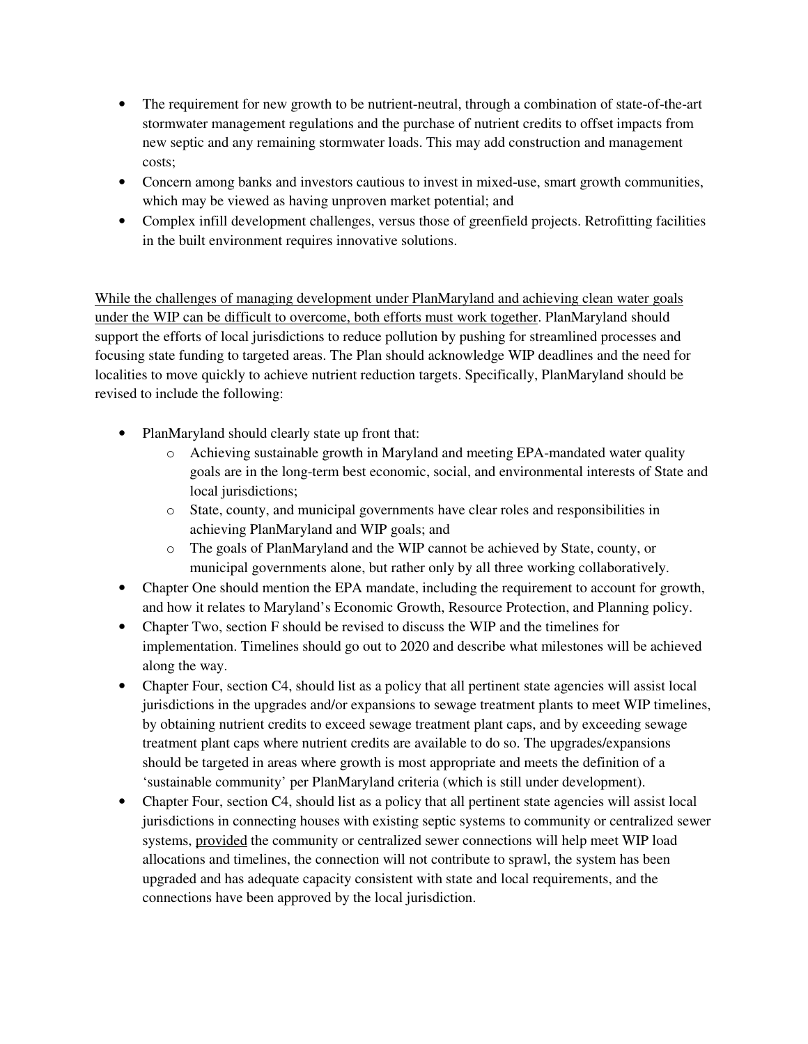- The requirement for new growth to be nutrient-neutral, through a combination of state-of-the-art stormwater management regulations and the purchase of nutrient credits to offset impacts from new septic and any remaining stormwater loads. This may add construction and management costs;
- Concern among banks and investors cautious to invest in mixed-use, smart growth communities, which may be viewed as having unproven market potential; and
- Complex infill development challenges, versus those of greenfield projects. Retrofitting facilities in the built environment requires innovative solutions.

<u>While the challenges of managing development under PlanMaryland and achieving clean water goals under the WIP can be difficult to overcome, both efforts must work together</u>. PlanMaryland should support the efforts of local jurisdictions to reduce pollution by pushing for streamlined processes and focusing state funding to targeted areas. The Plan should acknowledge WIP deadlines and the need for localities to move quickly to achieve nutrient reduction targets. Specifically, PlanMaryland should be revised to include the following:

- PlanMaryland should clearly state up front that:
    - Achieving sustainable growth in Maryland and meeting EPA-mandated water quality goals are in the long-term best economic, social, and environmental interests of State and local jurisdictions;
    - State, county, and municipal governments have clear roles and responsibilities in achieving PlanMaryland and WIP goals; and
    - The goals of PlanMaryland and the WIP cannot be achieved by State, county, or municipal governments alone, but rather only by all three working collaboratively.
- Chapter One should mention the EPA mandate, including the requirement to account for growth, and how it relates to Maryland's Economic Growth, Resource Protection, and Planning policy.
- Chapter Two, section F should be revised to discuss the WIP and the timelines for implementation. Timelines should go out to 2020 and describe what milestones will be achieved along the way.
- Chapter Four, section C4, should list as a policy that all pertinent state agencies will assist local jurisdictions in the upgrades and/or expansions to sewage treatment plants to meet WIP timelines, by obtaining nutrient credits to exceed sewage treatment plant caps, and by exceeding sewage treatment plant caps where nutrient credits are available to do so. The upgrades/expansions should be targeted in areas where growth is most appropriate and meets the definition of a 'sustainable community' per PlanMaryland criteria (which is still under development).
- Chapter Four, section C4, should list as a policy that all pertinent state agencies will assist local jurisdictions in connecting houses with existing septic systems to community or centralized sewer systems, <u>provided</u> the community or centralized sewer connections will help meet WIP load allocations and timelines, the connection will not contribute to sprawl, the system has been upgraded and has adequate capacity consistent with state and local requirements, and the connections have been approved by the local jurisdiction.